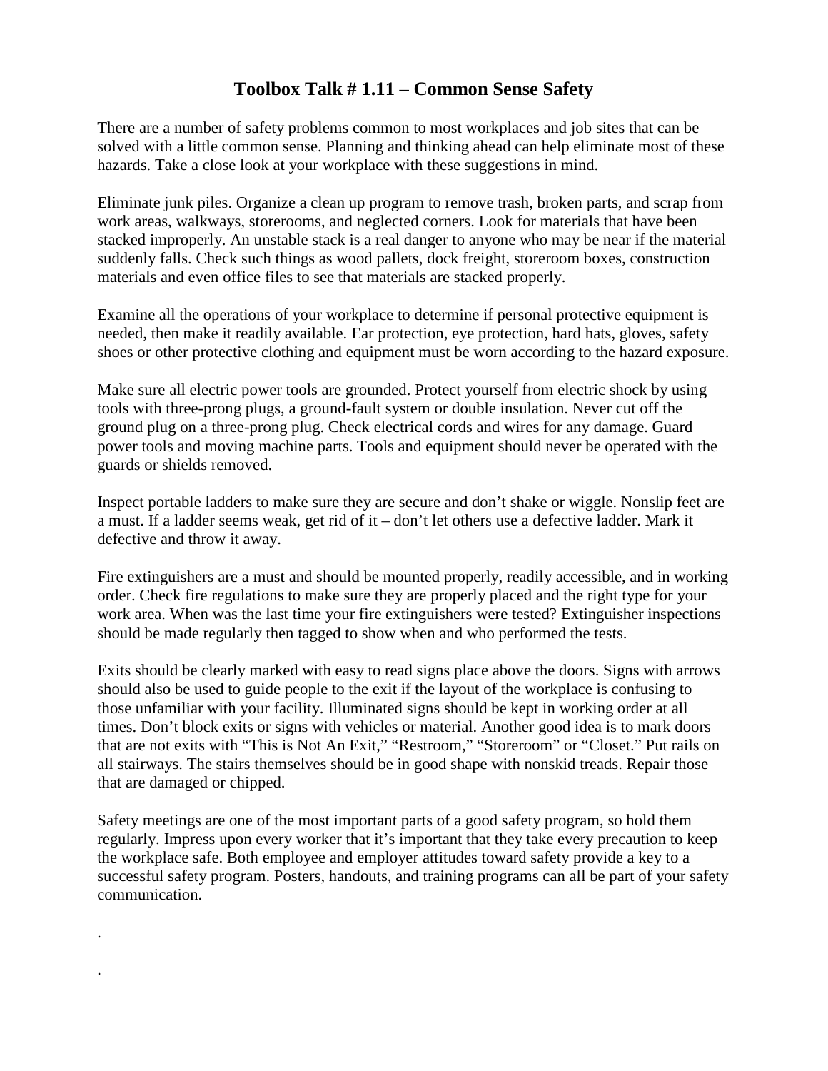# Toolbox Talk # 1.11 – Common Sense Safety

There are a number of safety problems common to most workplaces and job sites that can be solved with a little common sense. Planning and thinking ahead can help eliminate most of these hazards. Take a close look at your workplace with these suggestions in mind.

Eliminate junk piles. Organize a clean up program to remove trash, broken parts, and scrap from work areas, walkways, storerooms, and neglected corners. Look for materials that have been stacked improperly. An unstable stack is a real danger to anyone who may be near if the material suddenly falls. Check such things as wood pallets, dock freight, storeroom boxes, construction materials and even office files to see that materials are stacked properly.

Examine all the operations of your workplace to determine if personal protective equipment is needed, then make it readily available. Ear protection, eye protection, hard hats, gloves, safety shoes or other protective clothing and equipment must be worn according to the hazard exposure.

Make sure all electric power tools are grounded. Protect yourself from electric shock by using tools with three-prong plugs, a ground-fault system or double insulation. Never cut off the ground plug on a three-prong plug. Check electrical cords and wires for any damage. Guard power tools and moving machine parts. Tools and equipment should never be operated with the guards or shields removed.

Inspect portable ladders to make sure they are secure and don't shake or wiggle. Nonslip feet are a must. If a ladder seems weak, get rid of it – don't let others use a defective ladder. Mark it defective and throw it away.

Fire extinguishers are a must and should be mounted properly, readily accessible, and in working order. Check fire regulations to make sure they are properly placed and the right type for your work area. When was the last time your fire extinguishers were tested? Extinguisher inspections should be made regularly then tagged to show when and who performed the tests.

Exits should be clearly marked with easy to read signs place above the doors. Signs with arrows should also be used to guide people to the exit if the layout of the workplace is confusing to those unfamiliar with your facility. Illuminated signs should be kept in working order at all times. Don't block exits or signs with vehicles or material. Another good idea is to mark doors that are not exits with "This is Not An Exit," "Restroom," "Storeroom" or "Closet." Put rails on all stairways. The stairs themselves should be in good shape with nonskid treads. Repair those that are damaged or chipped.

Safety meetings are one of the most important parts of a good safety program, so hold them regularly. Impress upon every worker that it's important that they take every precaution to keep the workplace safe. Both employee and employer attitudes toward safety provide a key to a successful safety program. Posters, handouts, and training programs can all be part of your safety communication.

.

.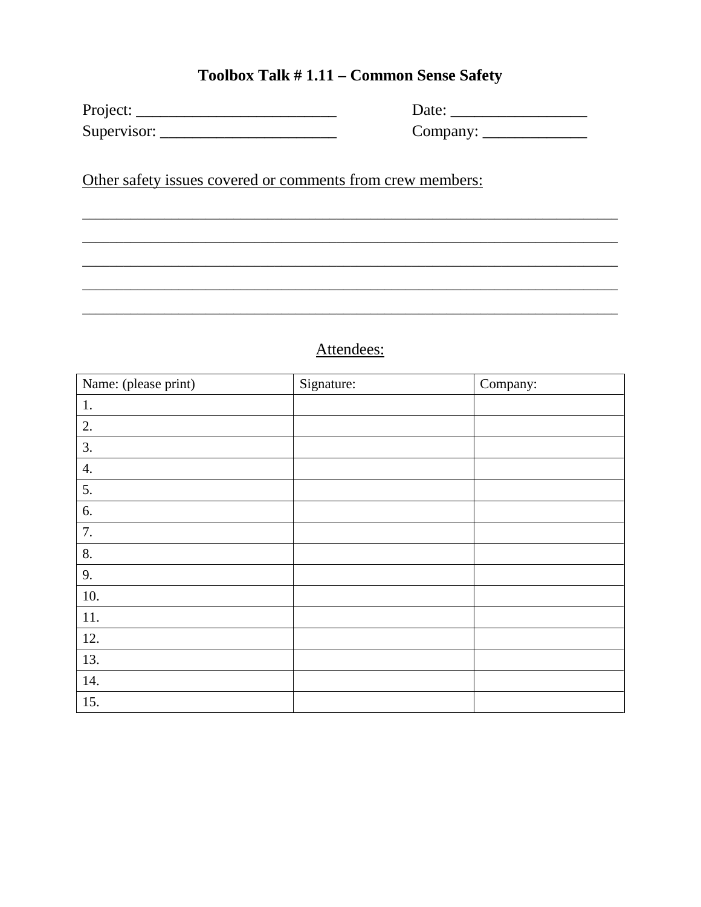**Toolbox Talk # 1.11 – Common Sense Safety**

Project: _________________________ Date: _________________

Supervisor: ______________________ Company: _____________

Other safety issues covered or comments from crew members:

____________________________________________________________________

____________________________________________________________________

____________________________________________________________________

____________________________________________________________________

____________________________________________________________________

Attendees:

| Name: (please print) | Signature: | Company: |
|---|---|---|
| 1. | | |
| 2. | | |
| 3. | | |
| 4. | | |
| 5. | | |
| 6. | | |
| 7. | | |
| 8. | | |
| 9. | | |
| 10. | | |
| 11. | | |
| 12. | | |
| 13. | | |
| 14. | | |
| 15. | | |